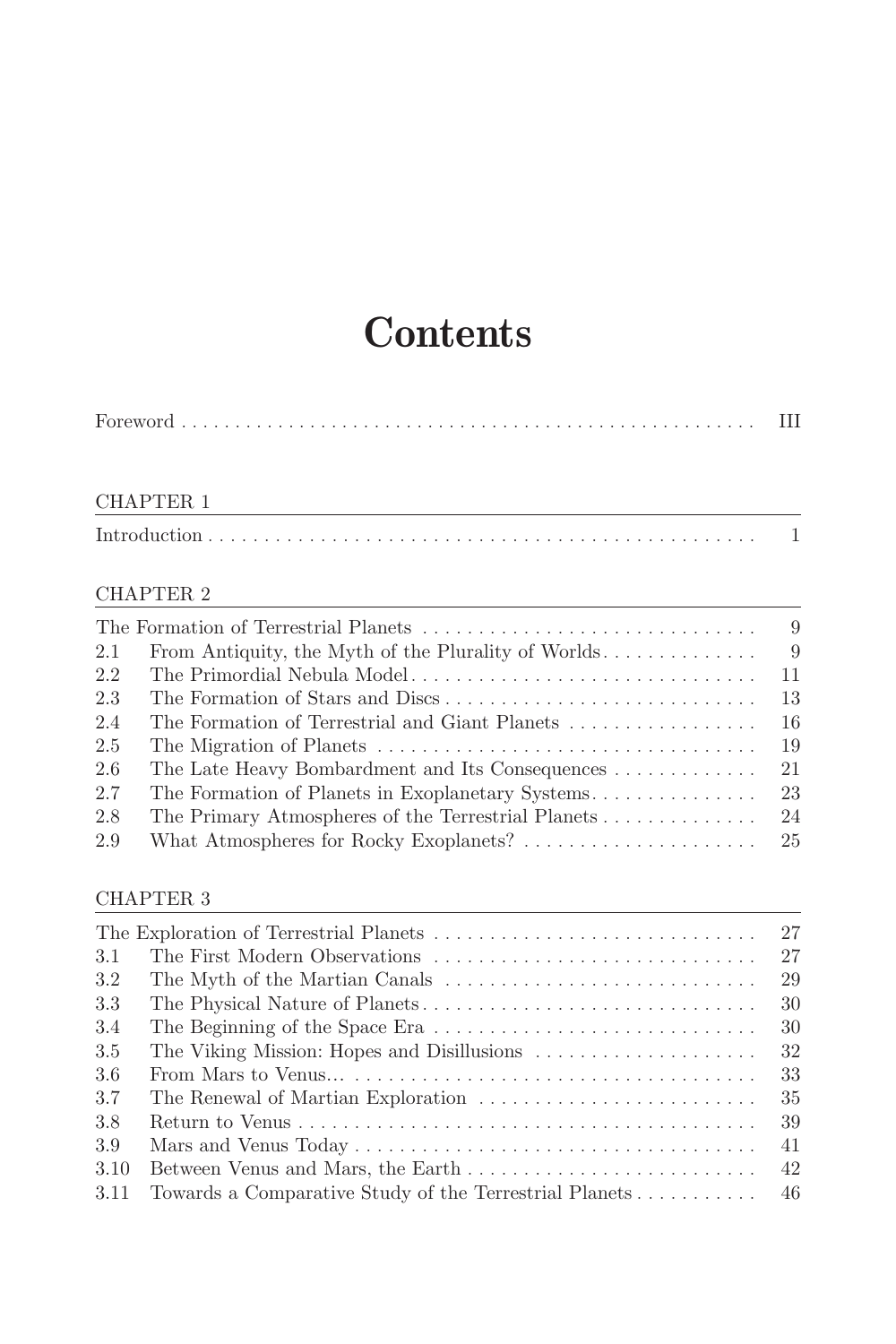# Contents

Foreword . . . . . . . . . . III

CHAPTER 1

Introduction . . . . . . . . . . 1

CHAPTER 2

The Formation of Terrestrial Planets . . . . . . . . . . 9

2.1 From Antiquity, the Myth of the Plurality of Worlds . . . . . . . . . . 9
2.2 The Primordial Nebula Model . . . . . . . . . . 11
2.3 The Formation of Stars and Discs . . . . . . . . . . 13
2.4 The Formation of Terrestrial and Giant Planets . . . . . . . . . . 16
2.5 The Migration of Planets . . . . . . . . . . 19
2.6 The Late Heavy Bombardment and Its Consequences . . . . . . . . . . 21
2.7 The Formation of Planets in Exoplanetary Systems . . . . . . . . . . 23
2.8 The Primary Atmospheres of the Terrestrial Planets . . . . . . . . . . 24
2.9 What Atmospheres for Rocky Exoplanets? . . . . . . . . . . 25

CHAPTER 3

The Exploration of Terrestrial Planets . . . . . . . . . . 27

3.1 The First Modern Observations . . . . . . . . . . 27
3.2 The Myth of the Martian Canals . . . . . . . . . . 29
3.3 The Physical Nature of Planets . . . . . . . . . . 30
3.4 The Beginning of the Space Era . . . . . . . . . . 30
3.5 The Viking Mission: Hopes and Disillusions . . . . . . . . . . 32
3.6 From Mars to Venus... . . . . . . . . . . 33
3.7 The Renewal of Martian Exploration . . . . . . . . . . 35
3.8 Return to Venus . . . . . . . . . . 39
3.9 Mars and Venus Today . . . . . . . . . . 41
3.10 Between Venus and Mars, the Earth . . . . . . . . . . 42
3.11 Towards a Comparative Study of the Terrestrial Planets . . . . . . . . . . 46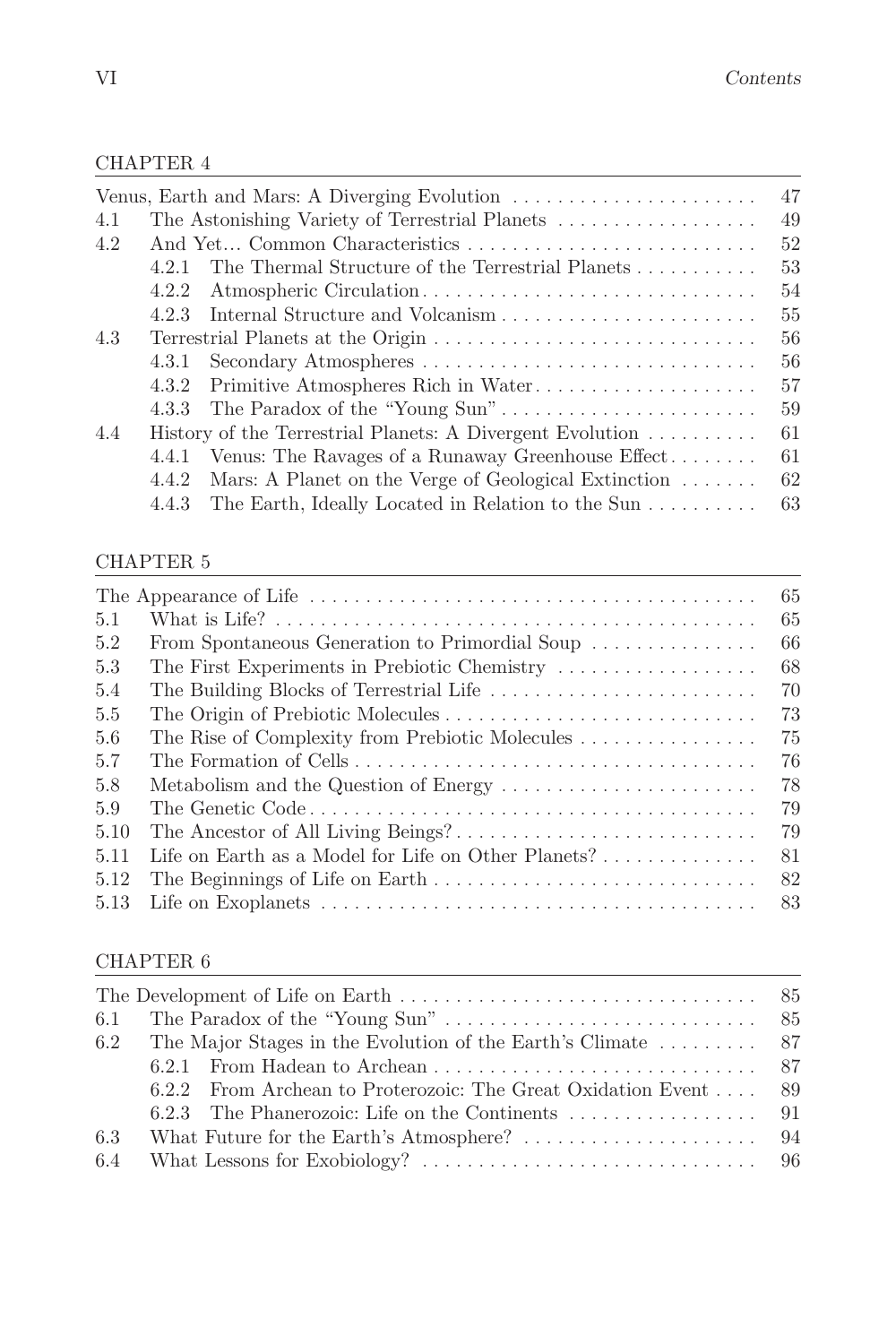## CHAPTER 4

| | | |
|---|---|---|
| Venus, Earth and Mars: A Diverging Evolution | | 47 |
| 4.1 | The Astonishing Variety of Terrestrial Planets | 49 |
| 4.2 | And Yet… Common Characteristics | 52 |
| | 4.2.1 The Thermal Structure of the Terrestrial Planets | 53 |
| | 4.2.2 Atmospheric Circulation | 54 |
| | 4.2.3 Internal Structure and Volcanism | 55 |
| 4.3 | Terrestrial Planets at the Origin | 56 |
| | 4.3.1 Secondary Atmospheres | 56 |
| | 4.3.2 Primitive Atmospheres Rich in Water | 57 |
| | 4.3.3 The Paradox of the "Young Sun" | 59 |
| 4.4 | History of the Terrestrial Planets: A Divergent Evolution | 61 |
| | 4.4.1 Venus: The Ravages of a Runaway Greenhouse Effect | 61 |
| | 4.4.2 Mars: A Planet on the Verge of Geological Extinction | 62 |
| | 4.4.3 The Earth, Ideally Located in Relation to the Sun | 63 |

## CHAPTER 5

| | | |
|---|---|---|
| The Appearance of Life | | 65 |
| 5.1 | What is Life? | 65 |
| 5.2 | From Spontaneous Generation to Primordial Soup | 66 |
| 5.3 | The First Experiments in Prebiotic Chemistry | 68 |
| 5.4 | The Building Blocks of Terrestrial Life | 70 |
| 5.5 | The Origin of Prebiotic Molecules | 73 |
| 5.6 | The Rise of Complexity from Prebiotic Molecules | 75 |
| 5.7 | The Formation of Cells | 76 |
| 5.8 | Metabolism and the Question of Energy | 78 |
| 5.9 | The Genetic Code | 79 |
| 5.10 | The Ancestor of All Living Beings? | 79 |
| 5.11 | Life on Earth as a Model for Life on Other Planets? | 81 |
| 5.12 | The Beginnings of Life on Earth | 82 |
| 5.13 | Life on Exoplanets | 83 |

## CHAPTER 6

| | | |
|---|---|---|
| The Development of Life on Earth | | 85 |
| 6.1 | The Paradox of the "Young Sun" | 85 |
| 6.2 | The Major Stages in the Evolution of the Earth's Climate | 87 |
| | 6.2.1 From Hadean to Archean | 87 |
| | 6.2.2 From Archean to Proterozoic: The Great Oxidation Event | 89 |
| | 6.2.3 The Phanerozoic: Life on the Continents | 91 |
| 6.3 | What Future for the Earth's Atmosphere? | 94 |
| 6.4 | What Lessons for Exobiology? | 96 |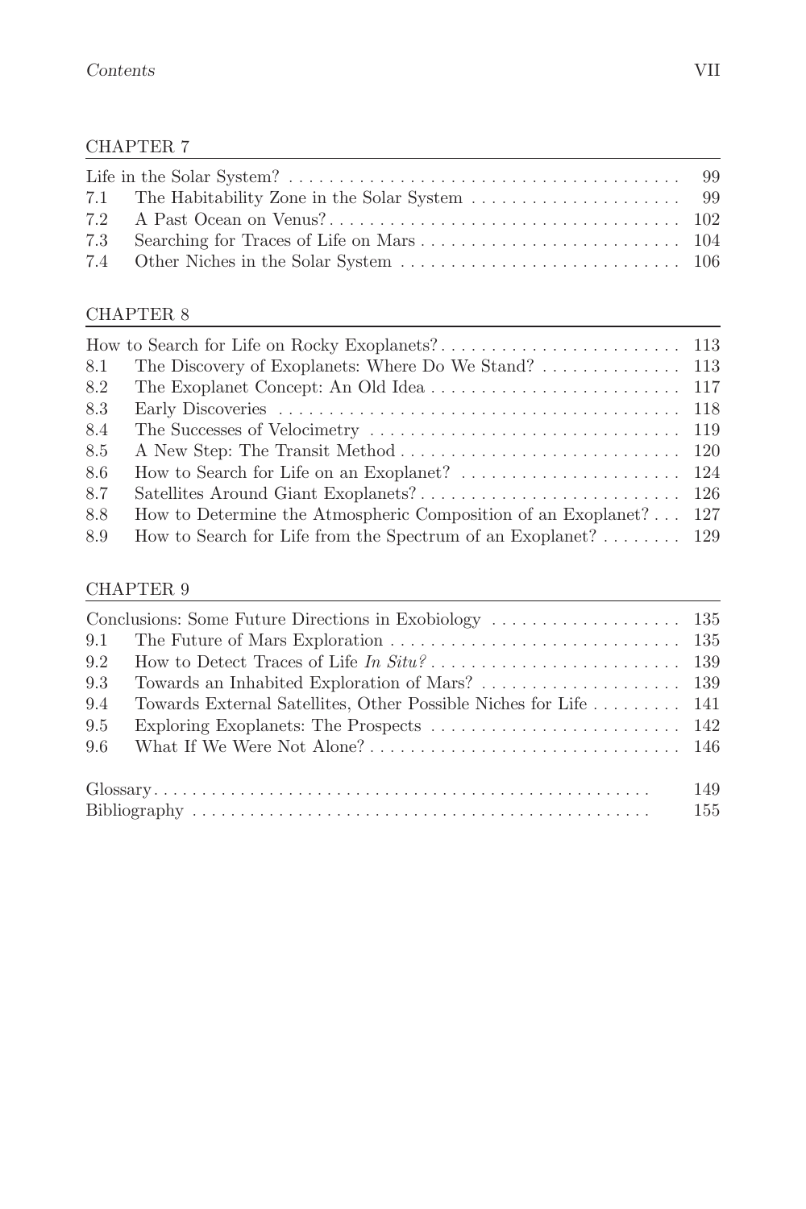## CHAPTER 7

| | | |
|---|---|---|
| Life in the Solar System? | | 99 |
| 7.1 | The Habitability Zone in the Solar System | 99 |
| 7.2 | A Past Ocean on Venus? | 102 |
| 7.3 | Searching for Traces of Life on Mars | 104 |
| 7.4 | Other Niches in the Solar System | 106 |

## CHAPTER 8

| | | |
|---|---|---|
| How to Search for Life on Rocky Exoplanets? | | 113 |
| 8.1 | The Discovery of Exoplanets: Where Do We Stand? | 113 |
| 8.2 | The Exoplanet Concept: An Old Idea | 117 |
| 8.3 | Early Discoveries | 118 |
| 8.4 | The Successes of Velocimetry | 119 |
| 8.5 | A New Step: The Transit Method | 120 |
| 8.6 | How to Search for Life on an Exoplanet? | 124 |
| 8.7 | Satellites Around Giant Exoplanets? | 126 |
| 8.8 | How to Determine the Atmospheric Composition of an Exoplanet? | 127 |
| 8.9 | How to Search for Life from the Spectrum of an Exoplanet? | 129 |

## CHAPTER 9

| | | |
|---|---|---|
| Conclusions: Some Future Directions in Exobiology | | 135 |
| 9.1 | The Future of Mars Exploration | 135 |
| 9.2 | How to Detect Traces of Life *In Situ?* | 139 |
| 9.3 | Towards an Inhabited Exploration of Mars? | 139 |
| 9.4 | Towards External Satellites, Other Possible Niches for Life | 141 |
| 9.5 | Exploring Exoplanets: The Prospects | 142 |
| 9.6 | What If We Were Not Alone? | 146 |

| | |
|---|---|
| Glossary | 149 |
| Bibliography | 155 |